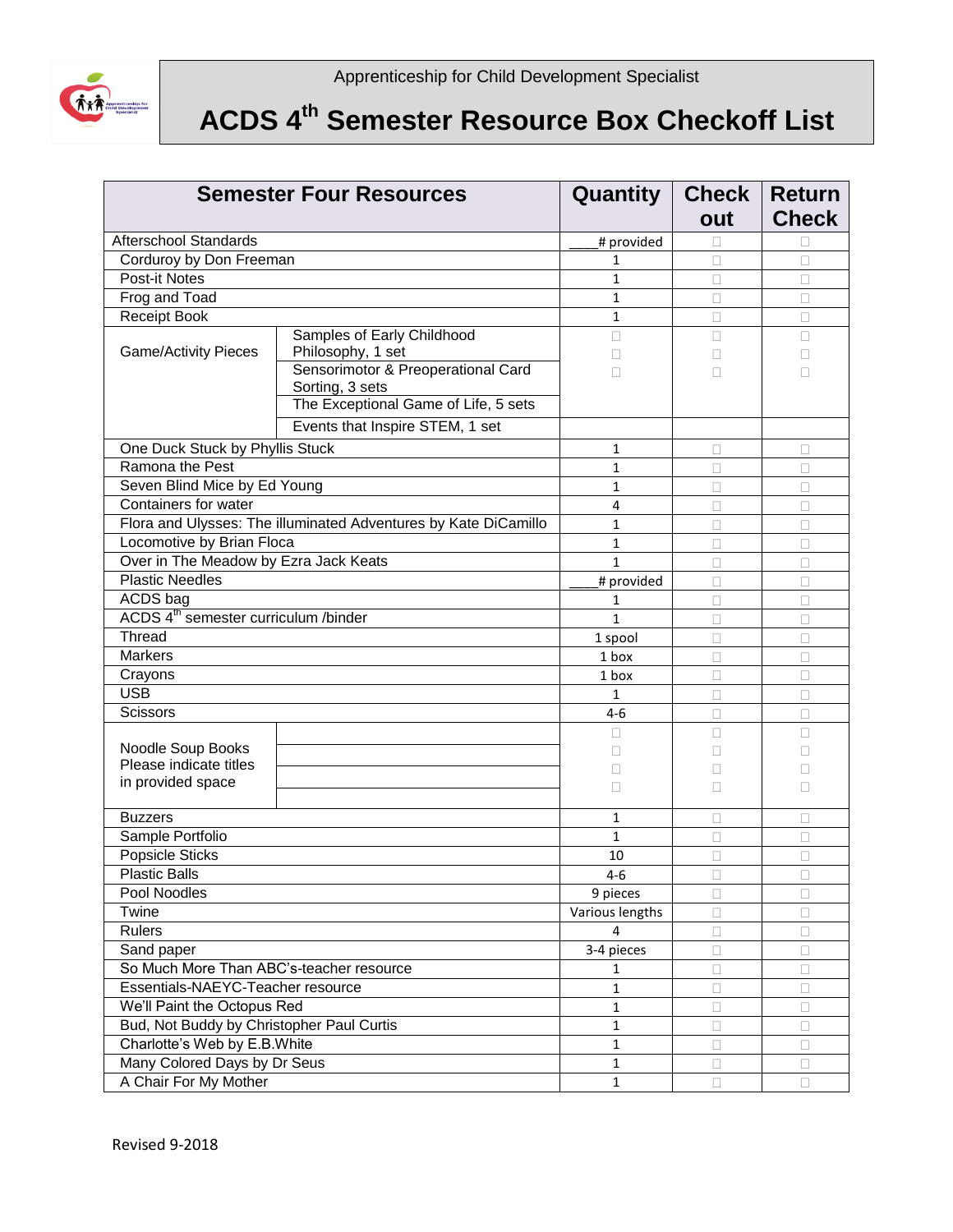Apprenticeship for Child Development Specialist

# ACDS 4th Semester Resource Box Checkoff List

| Semester Four Resources | | Quantity | Check out | Return Check |
|---|---|---|---|---|
| Afterschool Standards | | ___# provided | ☐ | ☐ |
| Corduroy by Don Freeman | | 1 | ☐ | ☐ |
| Post-it Notes | | 1 | ☐ | ☐ |
| Frog and Toad | | 1 | ☐ | ☐ |
| Receipt Book | | 1 | ☐ | ☐ |
| Game/Activity Pieces | Samples of Early Childhood Philosophy, 1 set | ☐ | ☐ | ☐ |
| | Sensorimotor & Preoperational Card Sorting, 3 sets | ☐ | ☐ | ☐ |
| | The Exceptional Game of Life, 5 sets | ☐ | ☐ | ☐ |
| | Events that Inspire STEM, 1 set | | | |
| One Duck Stuck by Phyllis Stuck | | 1 | ☐ | ☐ |
| Ramona the Pest | | 1 | ☐ | ☐ |
| Seven Blind Mice by Ed Young | | 1 | ☐ | ☐ |
| Containers for water | | 4 | ☐ | ☐ |
| Flora and Ulysses: The illuminated Adventures by Kate DiCamillo | | 1 | ☐ | ☐ |
| Locomotive by Brian Floca | | 1 | ☐ | ☐ |
| Over in The Meadow by Ezra Jack Keats | | 1 | ☐ | ☐ |
| Plastic Needles | | ___# provided | ☐ | ☐ |
| ACDS bag | | 1 | ☐ | ☐ |
| ACDS 4th semester curriculum /binder | | 1 | ☐ | ☐ |
| Thread | | 1 spool | ☐ | ☐ |
| Markers | | 1 box | ☐ | ☐ |
| Crayons | | 1 box | ☐ | ☐ |
| USB | | 1 | ☐ | ☐ |
| Scissors | | 4-6 | ☐ | ☐ |
| Noodle Soup Books Please indicate titles in provided space | | ☐ | ☐ | ☐ |
| | | ☐ | ☐ | ☐ |
| | | ☐ | ☐ | ☐ |
| | | ☐ | ☐ | ☐ |
| Buzzers | | 1 | ☐ | ☐ |
| Sample Portfolio | | 1 | ☐ | ☐ |
| Popsicle Sticks | | 10 | ☐ | ☐ |
| Plastic Balls | | 4-6 | ☐ | ☐ |
| Pool Noodles | | 9 pieces | ☐ | ☐ |
| Twine | | Various lengths | ☐ | ☐ |
| Rulers | | 4 | ☐ | ☐ |
| Sand paper | | 3-4 pieces | ☐ | ☐ |
| So Much More Than ABC's-teacher resource | | 1 | ☐ | ☐ |
| Essentials-NAEYC-Teacher resource | | 1 | ☐ | ☐ |
| We'll Paint the Octopus Red | | 1 | ☐ | ☐ |
| Bud, Not Buddy by Christopher Paul Curtis | | 1 | ☐ | ☐ |
| Charlotte's Web by E.B.White | | 1 | ☐ | ☐ |
| Many Colored Days by Dr Seus | | 1 | ☐ | ☐ |
| A Chair For My Mother | | 1 | ☐ | ☐ |

Revised 9-2018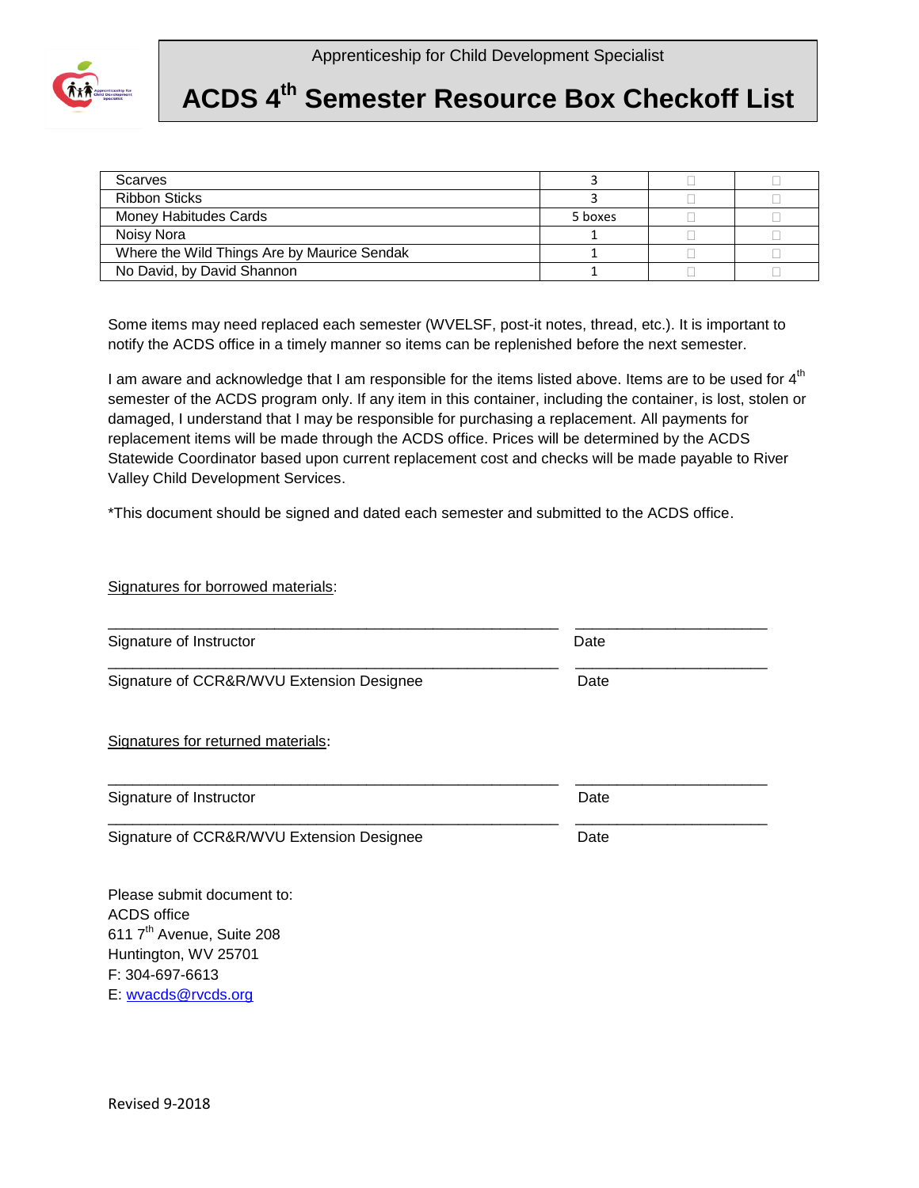Apprenticeship for Child Development Specialist

# ACDS 4th Semester Resource Box Checkoff List

| | | | |
|---|---|---|---|
| Scarves | 3 | ☐ | ☐ |
| Ribbon Sticks | 3 | ☐ | ☐ |
| Money Habitudes Cards | 5 boxes | ☐ | ☐ |
| Noisy Nora | 1 | ☐ | ☐ |
| Where the Wild Things Are by Maurice Sendak | 1 | ☐ | ☐ |
| No David, by David Shannon | 1 | ☐ | ☐ |

Some items may need replaced each semester (WVELSF, post-it notes, thread, etc.). It is important to notify the ACDS office in a timely manner so items can be replenished before the next semester.

I am aware and acknowledge that I am responsible for the items listed above. Items are to be used for 4th semester of the ACDS program only. If any item in this container, including the container, is lost, stolen or damaged, I understand that I may be responsible for purchasing a replacement. All payments for replacement items will be made through the ACDS office. Prices will be determined by the ACDS Statewide Coordinator based upon current replacement cost and checks will be made payable to River Valley Child Development Services.

*This document should be signed and dated each semester and submitted to the ACDS office.

Signatures for borrowed materials:

_______________________________________________ ____________________

Signature of Instructor Date

_______________________________________________ ____________________

Signature of CCR&R/WVU Extension Designee Date

Signatures for returned materials:

_______________________________________________ ____________________

Signature of Instructor Date

_______________________________________________ ____________________

Signature of CCR&R/WVU Extension Designee Date

Please submit document to:
ACDS office
611 7th Avenue, Suite 208
Huntington, WV 25701
F: 304-697-6613
E: wvacds@rvcds.org

Revised 9-2018